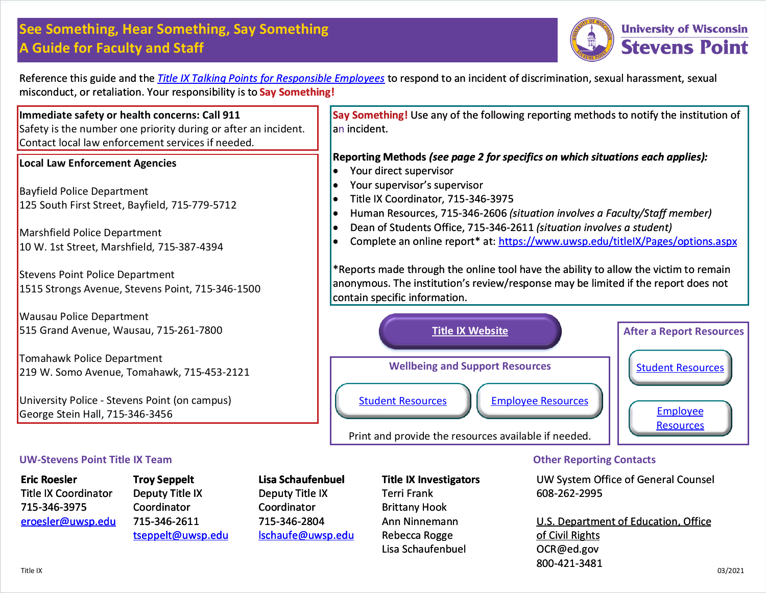# See Something, Hear Something, Say Something
## A Guide for Faculty and Staff

University of Wisconsin Stevens Point

Reference this guide and the *Title IX Talking Points for Responsible Employees* to respond to an incident of discrimination, sexual harassment, sexual misconduct, or retaliation. Your responsibility is to **Say Something!**

**Immediate safety or health concerns: Call 911**
Safety is the number one priority during or after an incident. Contact local law enforcement services if needed.

**Local Law Enforcement Agencies**

Bayfield Police Department
125 South First Street, Bayfield, 715-779-5712

Marshfield Police Department
10 W. 1st Street, Marshfield, 715-387-4394

Stevens Point Police Department
1515 Strongs Avenue, Stevens Point, 715-346-1500

Wausau Police Department
515 Grand Avenue, Wausau, 715-261-7800

Tomahawk Police Department
219 W. Somo Avenue, Tomahawk, 715-453-2121

University Police - Stevens Point (on campus)
George Stein Hall, 715-346-3456

**Say Something!** Use any of the following reporting methods to notify the institution of an incident.

**Reporting Methods** ***(see page 2 for specifics on which situations each applies):***

- Your direct supervisor
- Your supervisor's supervisor
- Title IX Coordinator, 715-346-3975
- Human Resources, 715-346-2606 *(situation involves a Faculty/Staff member)*
- Dean of Students Office, 715-346-2611 *(situation involves a student)*
- Complete an online report* at: https://www.uwsp.edu/titleIX/Pages/options.aspx

*Reports made through the online tool have the ability to allow the victim to remain anonymous. The institution's review/response may be limited if the report does not contain specific information.

Title IX Website

**Wellbeing and Support Resources**

Student Resources | Employee Resources

Print and provide the resources available if needed.

**After a Report Resources**

Student Resources

Employee Resources

### UW-Stevens Point Title IX Team

**Eric Roesler**
Title IX Coordinator
715-346-3975
eroesler@uwsp.edu

**Troy Seppelt**
Deputy Title IX Coordinator
715-346-2611
tseppelt@uwsp.edu

**Lisa Schaufenbuel**
Deputy Title IX Coordinator
715-346-2804
lschaufe@uwsp.edu

**Title IX Investigators**
Terri Frank
Brittany Hook
Ann Ninnemann
Rebecca Rogge
Lisa Schaufenbuel

### Other Reporting Contacts

UW System Office of General Counsel
608-262-2995

U.S. Department of Education, Office of Civil Rights
OCR@ed.gov
800-421-3481

Title IX 03/2021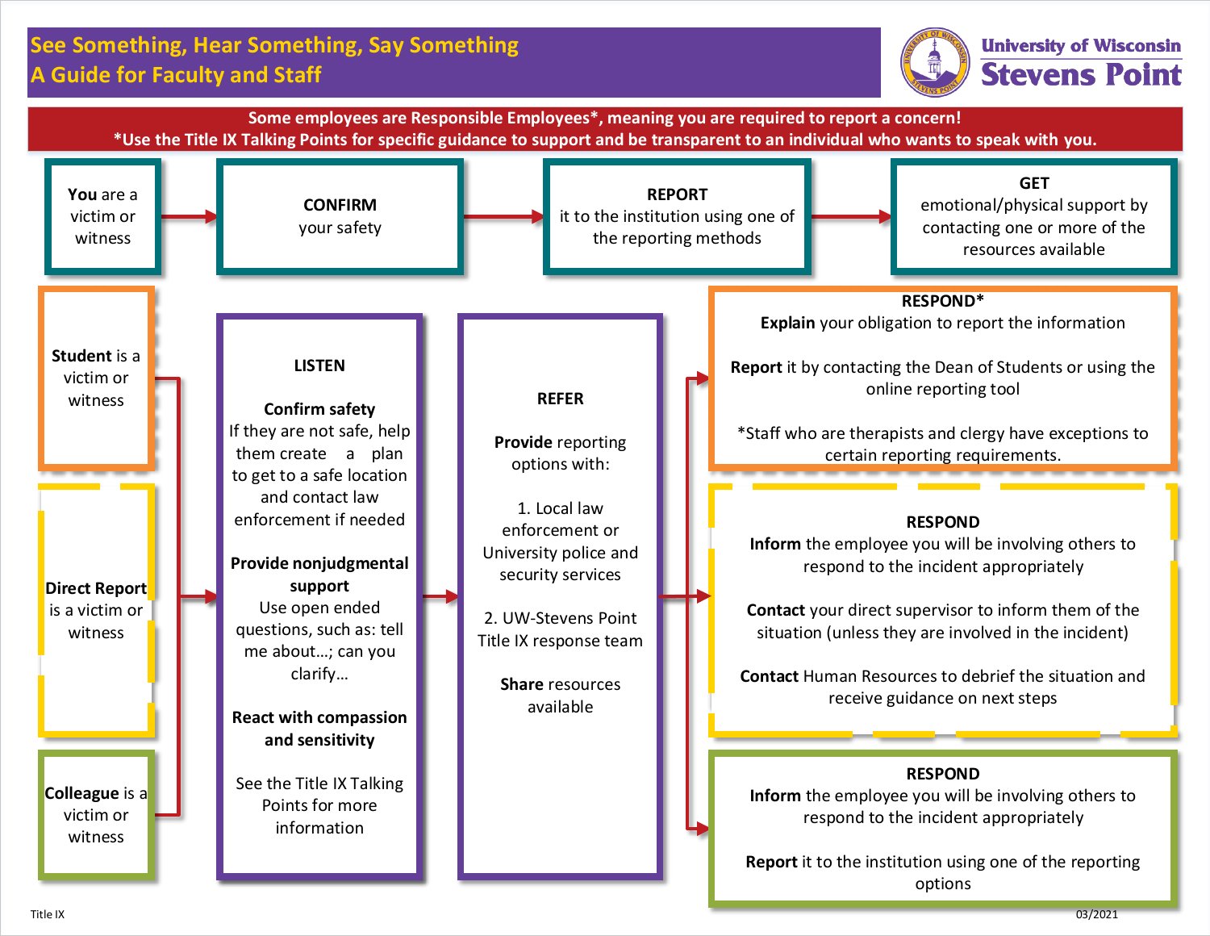# See Something, Hear Something, Say Something
## A Guide for Faculty and Staff

University of Wisconsin Stevens Point

**Some employees are Responsible Employees*, meaning you are required to report a concern!**
**\*Use the Title IX Talking Points for specific guidance to support and be transparent to an individual who wants to speak with you.**

**You** are a victim or witness → **CONFIRM** your safety → **REPORT** it to the institution using one of the reporting methods → **GET** emotional/physical support by contacting one or more of the resources available

**Student** is a victim or witness

**Direct Report** is a victim or witness

**Colleague** is a victim or witness

**LISTEN**

**Confirm safety**
If they are not safe, help them create a plan to get to a safe location and contact law enforcement if needed

**Provide nonjudgmental support**
Use open ended questions, such as: tell me about…; can you clarify…

**React with compassion and sensitivity**

See the Title IX Talking Points for more information

**REFER**

**Provide** reporting options with:

1. Local law enforcement or University police and security services
2. UW-Stevens Point Title IX response team

**Share** resources available

**RESPOND*** (Student)
**Explain** your obligation to report the information

**Report** it by contacting the Dean of Students or using the online reporting tool

*Staff who are therapists and clergy have exceptions to certain reporting requirements.

**RESPOND** (Direct Report)
**Inform** the employee you will be involving others to respond to the incident appropriately

**Contact** your direct supervisor to inform them of the situation (unless they are involved in the incident)

**Contact** Human Resources to debrief the situation and receive guidance on next steps

**RESPOND** (Colleague)
**Inform** the employee you will be involving others to respond to the incident appropriately

**Report** it to the institution using one of the reporting options

Title IX 03/2021